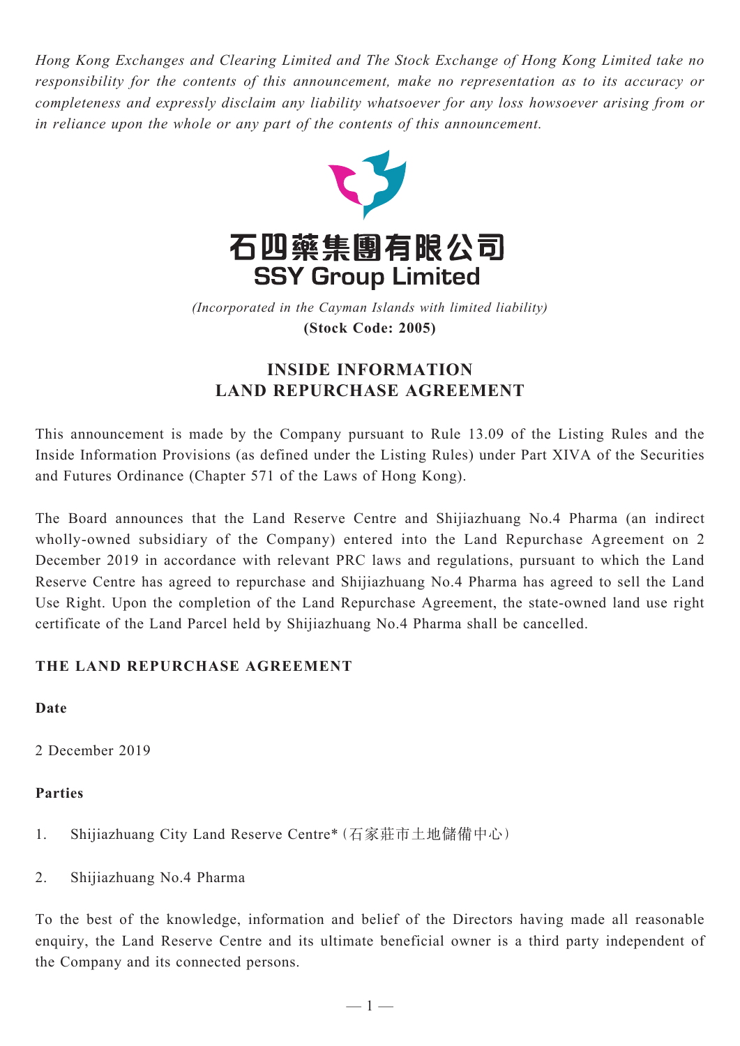*Hong Kong Exchanges and Clearing Limited and The Stock Exchange of Hong Kong Limited take no responsibility for the contents of this announcement, make no representation as to its accuracy or completeness and expressly disclaim any liability whatsoever for any loss howsoever arising from or in reliance upon the whole or any part of the contents of this announcement.*

# 石四藥集團有限公司
# SSY Group Limited

*(Incorporated in the Cayman Islands with limited liability)*

**(Stock Code: 2005)**

## INSIDE INFORMATION
## LAND REPURCHASE AGREEMENT

This announcement is made by the Company pursuant to Rule 13.09 of the Listing Rules and the Inside Information Provisions (as defined under the Listing Rules) under Part XIVA of the Securities and Futures Ordinance (Chapter 571 of the Laws of Hong Kong).

The Board announces that the Land Reserve Centre and Shijiazhuang No.4 Pharma (an indirect wholly-owned subsidiary of the Company) entered into the Land Repurchase Agreement on 2 December 2019 in accordance with relevant PRC laws and regulations, pursuant to which the Land Reserve Centre has agreed to repurchase and Shijiazhuang No.4 Pharma has agreed to sell the Land Use Right. Upon the completion of the Land Repurchase Agreement, the state-owned land use right certificate of the Land Parcel held by Shijiazhuang No.4 Pharma shall be cancelled.

### THE LAND REPURCHASE AGREEMENT

**Date**

2 December 2019

**Parties**

1. Shijiazhuang City Land Reserve Centre* (石家莊市土地儲備中心)
2. Shijiazhuang No.4 Pharma

To the best of the knowledge, information and belief of the Directors having made all reasonable enquiry, the Land Reserve Centre and its ultimate beneficial owner is a third party independent of the Company and its connected persons.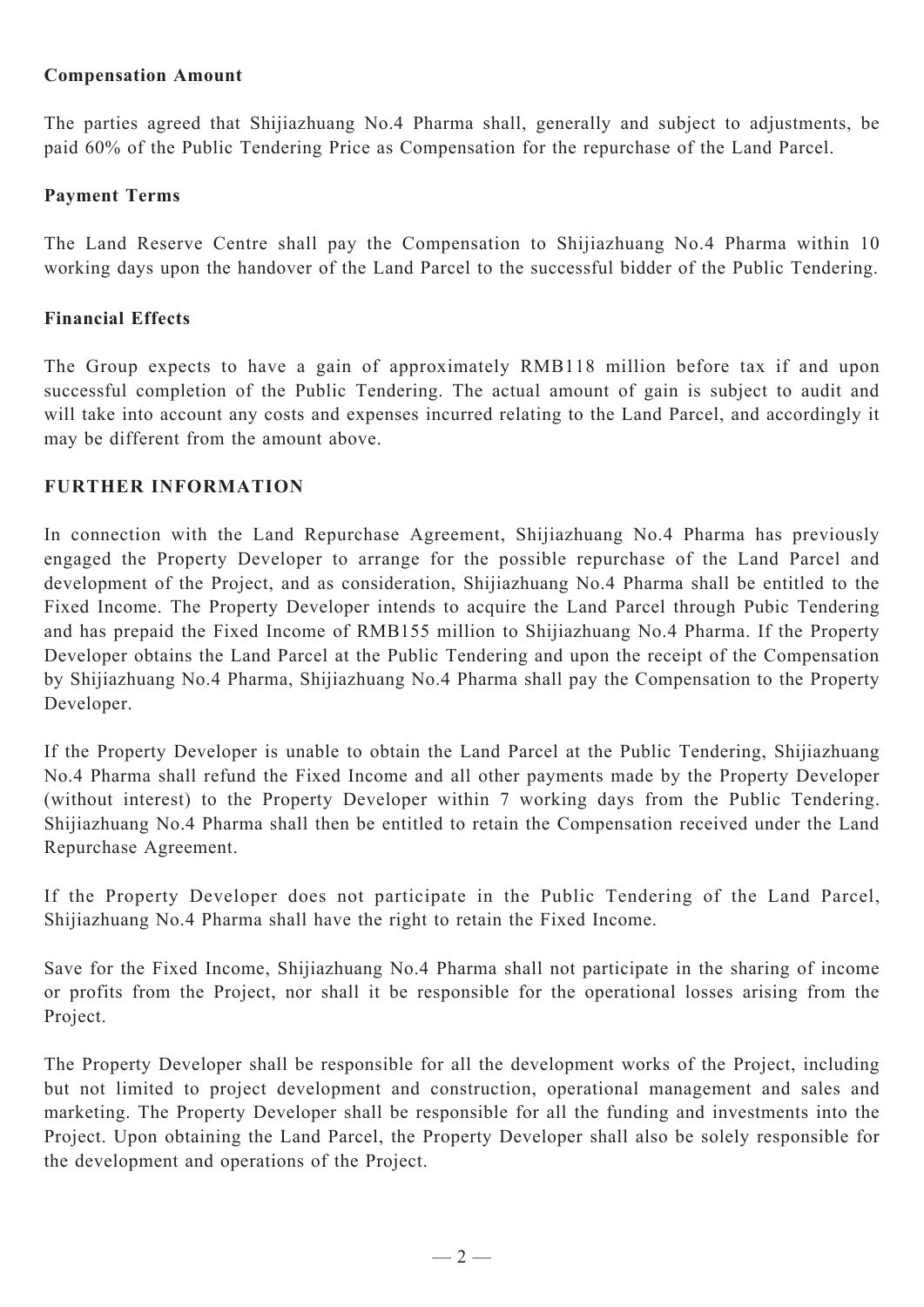### Compensation Amount

The parties agreed that Shijiazhuang No.4 Pharma shall, generally and subject to adjustments, be paid 60% of the Public Tendering Price as Compensation for the repurchase of the Land Parcel.

### Payment Terms

The Land Reserve Centre shall pay the Compensation to Shijiazhuang No.4 Pharma within 10 working days upon the handover of the Land Parcel to the successful bidder of the Public Tendering.

### Financial Effects

The Group expects to have a gain of approximately RMB118 million before tax if and upon successful completion of the Public Tendering. The actual amount of gain is subject to audit and will take into account any costs and expenses incurred relating to the Land Parcel, and accordingly it may be different from the amount above.

## FURTHER INFORMATION

In connection with the Land Repurchase Agreement, Shijiazhuang No.4 Pharma has previously engaged the Property Developer to arrange for the possible repurchase of the Land Parcel and development of the Project, and as consideration, Shijiazhuang No.4 Pharma shall be entitled to the Fixed Income. The Property Developer intends to acquire the Land Parcel through Pubic Tendering and has prepaid the Fixed Income of RMB155 million to Shijiazhuang No.4 Pharma. If the Property Developer obtains the Land Parcel at the Public Tendering and upon the receipt of the Compensation by Shijiazhuang No.4 Pharma, Shijiazhuang No.4 Pharma shall pay the Compensation to the Property Developer.

If the Property Developer is unable to obtain the Land Parcel at the Public Tendering, Shijiazhuang No.4 Pharma shall refund the Fixed Income and all other payments made by the Property Developer (without interest) to the Property Developer within 7 working days from the Public Tendering. Shijiazhuang No.4 Pharma shall then be entitled to retain the Compensation received under the Land Repurchase Agreement.

If the Property Developer does not participate in the Public Tendering of the Land Parcel, Shijiazhuang No.4 Pharma shall have the right to retain the Fixed Income.

Save for the Fixed Income, Shijiazhuang No.4 Pharma shall not participate in the sharing of income or profits from the Project, nor shall it be responsible for the operational losses arising from the Project.

The Property Developer shall be responsible for all the development works of the Project, including but not limited to project development and construction, operational management and sales and marketing. The Property Developer shall be responsible for all the funding and investments into the Project. Upon obtaining the Land Parcel, the Property Developer shall also be solely responsible for the development and operations of the Project.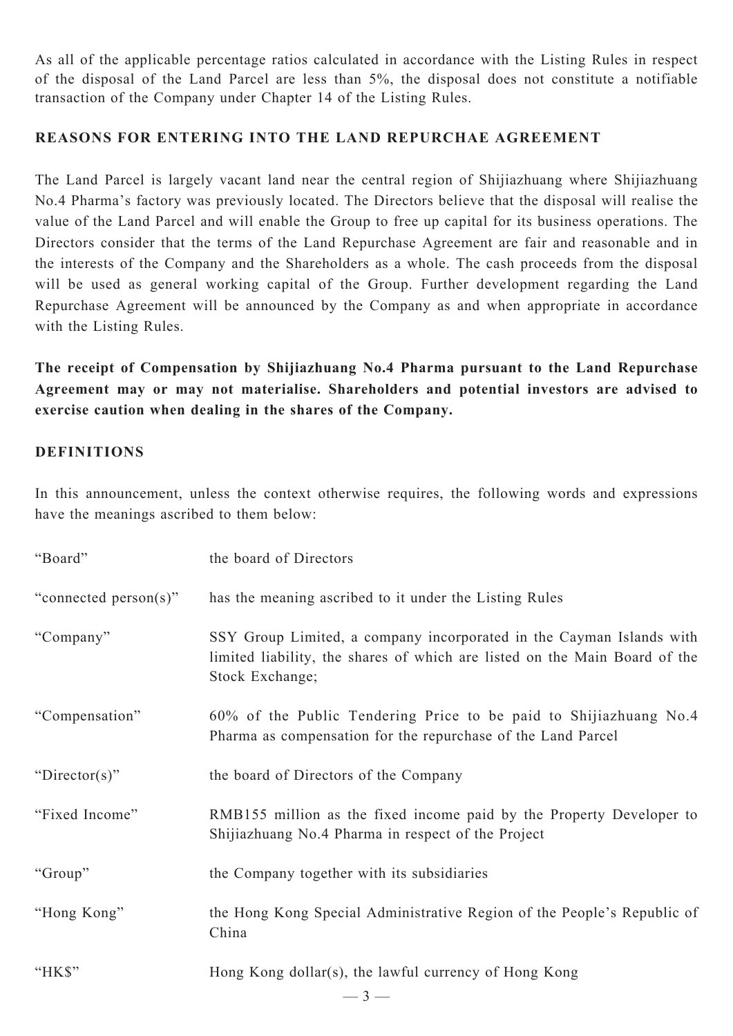As all of the applicable percentage ratios calculated in accordance with the Listing Rules in respect of the disposal of the Land Parcel are less than 5%, the disposal does not constitute a notifiable transaction of the Company under Chapter 14 of the Listing Rules.

## REASONS FOR ENTERING INTO THE LAND REPURCHAE AGREEMENT

The Land Parcel is largely vacant land near the central region of Shijiazhuang where Shijiazhuang No.4 Pharma's factory was previously located. The Directors believe that the disposal will realise the value of the Land Parcel and will enable the Group to free up capital for its business operations. The Directors consider that the terms of the Land Repurchase Agreement are fair and reasonable and in the interests of the Company and the Shareholders as a whole. The cash proceeds from the disposal will be used as general working capital of the Group. Further development regarding the Land Repurchase Agreement will be announced by the Company as and when appropriate in accordance with the Listing Rules.

**The receipt of Compensation by Shijiazhuang No.4 Pharma pursuant to the Land Repurchase Agreement may or may not materialise. Shareholders and potential investors are advised to exercise caution when dealing in the shares of the Company.**

## DEFINITIONS

In this announcement, unless the context otherwise requires, the following words and expressions have the meanings ascribed to them below:

| | |
|---|---|
| "Board" | the board of Directors |
| "connected person(s)" | has the meaning ascribed to it under the Listing Rules |
| "Company" | SSY Group Limited, a company incorporated in the Cayman Islands with limited liability, the shares of which are listed on the Main Board of the Stock Exchange; |
| "Compensation" | 60% of the Public Tendering Price to be paid to Shijiazhuang No.4 Pharma as compensation for the repurchase of the Land Parcel |
| "Director(s)" | the board of Directors of the Company |
| "Fixed Income" | RMB155 million as the fixed income paid by the Property Developer to Shijiazhuang No.4 Pharma in respect of the Project |
| "Group" | the Company together with its subsidiaries |
| "Hong Kong" | the Hong Kong Special Administrative Region of the People's Republic of China |
| "HK$" | Hong Kong dollar(s), the lawful currency of Hong Kong |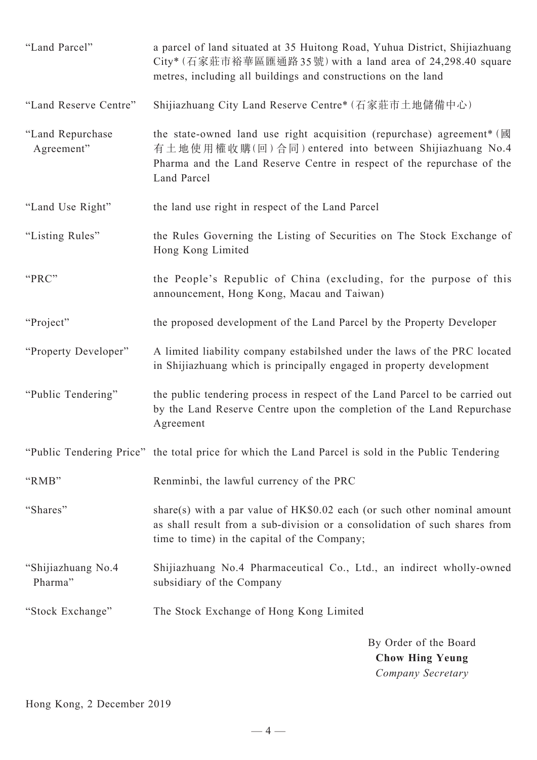| | |
|---|---|
| "Land Parcel" | a parcel of land situated at 35 Huitong Road, Yuhua District, Shijiazhuang City* (石家莊市裕華區匯通路35號) with a land area of 24,298.40 square metres, including all buildings and constructions on the land |
| "Land Reserve Centre" | Shijiazhuang City Land Reserve Centre* (石家莊市土地儲備中心) |
| "Land Repurchase Agreement" | the state-owned land use right acquisition (repurchase) agreement* (國有土地使用權收購(回)合同) entered into between Shijiazhuang No.4 Pharma and the Land Reserve Centre in respect of the repurchase of the Land Parcel |
| "Land Use Right" | the land use right in respect of the Land Parcel |
| "Listing Rules" | the Rules Governing the Listing of Securities on The Stock Exchange of Hong Kong Limited |
| "PRC" | the People's Republic of China (excluding, for the purpose of this announcement, Hong Kong, Macau and Taiwan) |
| "Project" | the proposed development of the Land Parcel by the Property Developer |
| "Property Developer" | A limited liability company estabilshed under the laws of the PRC located in Shijiazhuang which is principally engaged in property development |
| "Public Tendering" | the public tendering process in respect of the Land Parcel to be carried out by the Land Reserve Centre upon the completion of the Land Repurchase Agreement |
| "Public Tendering Price" | the total price for which the Land Parcel is sold in the Public Tendering |
| "RMB" | Renminbi, the lawful currency of the PRC |
| "Shares" | share(s) with a par value of HK$0.02 each (or such other nominal amount as shall result from a sub-division or a consolidation of such shares from time to time) in the capital of the Company; |
| "Shijiazhuang No.4 Pharma" | Shijiazhuang No.4 Pharmaceutical Co., Ltd., an indirect wholly-owned subsidiary of the Company |
| "Stock Exchange" | The Stock Exchange of Hong Kong Limited |

By Order of the Board
**Chow Hing Yeung**
*Company Secretary*

Hong Kong, 2 December 2019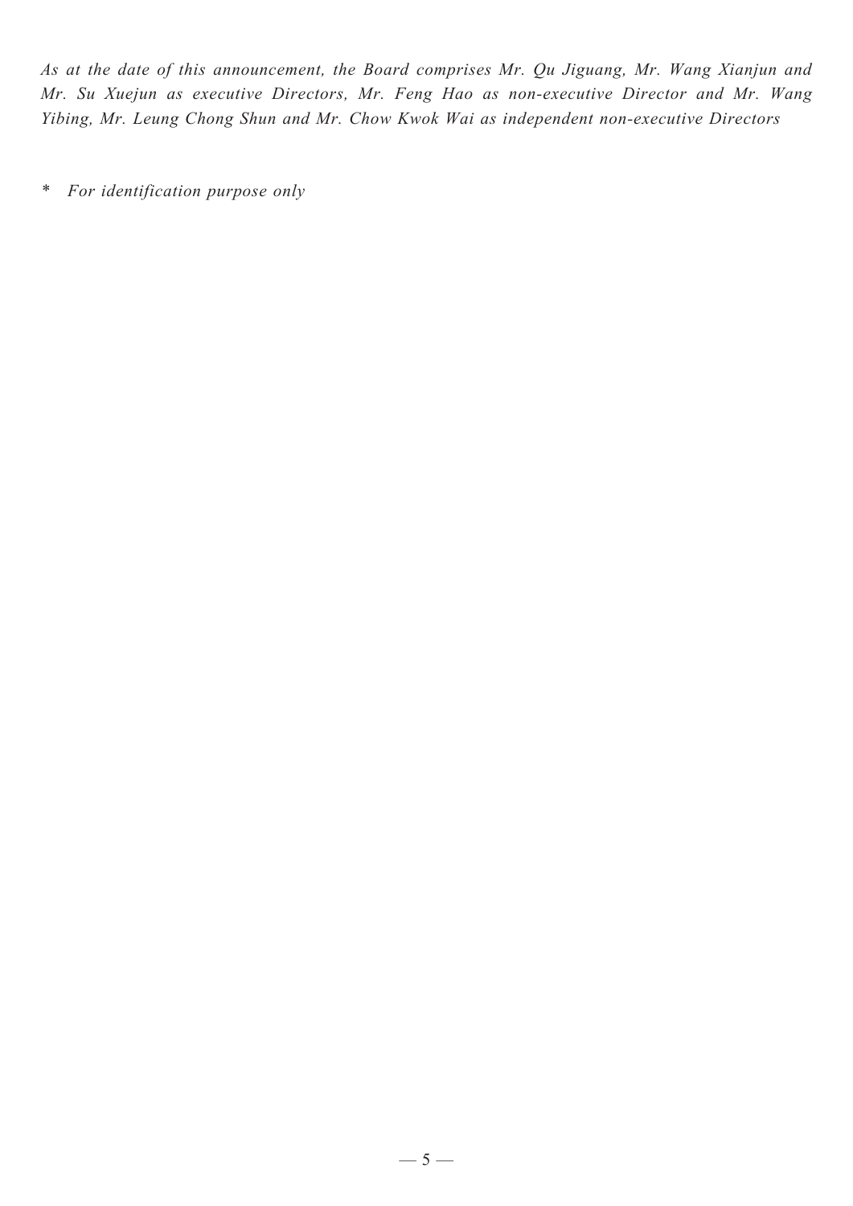*As at the date of this announcement, the Board comprises Mr. Qu Jiguang, Mr. Wang Xianjun and Mr. Su Xuejun as executive Directors, Mr. Feng Hao as non-executive Director and Mr. Wang Yibing, Mr. Leung Chong Shun and Mr. Chow Kwok Wai as independent non-executive Directors*

\* *For identification purpose only*